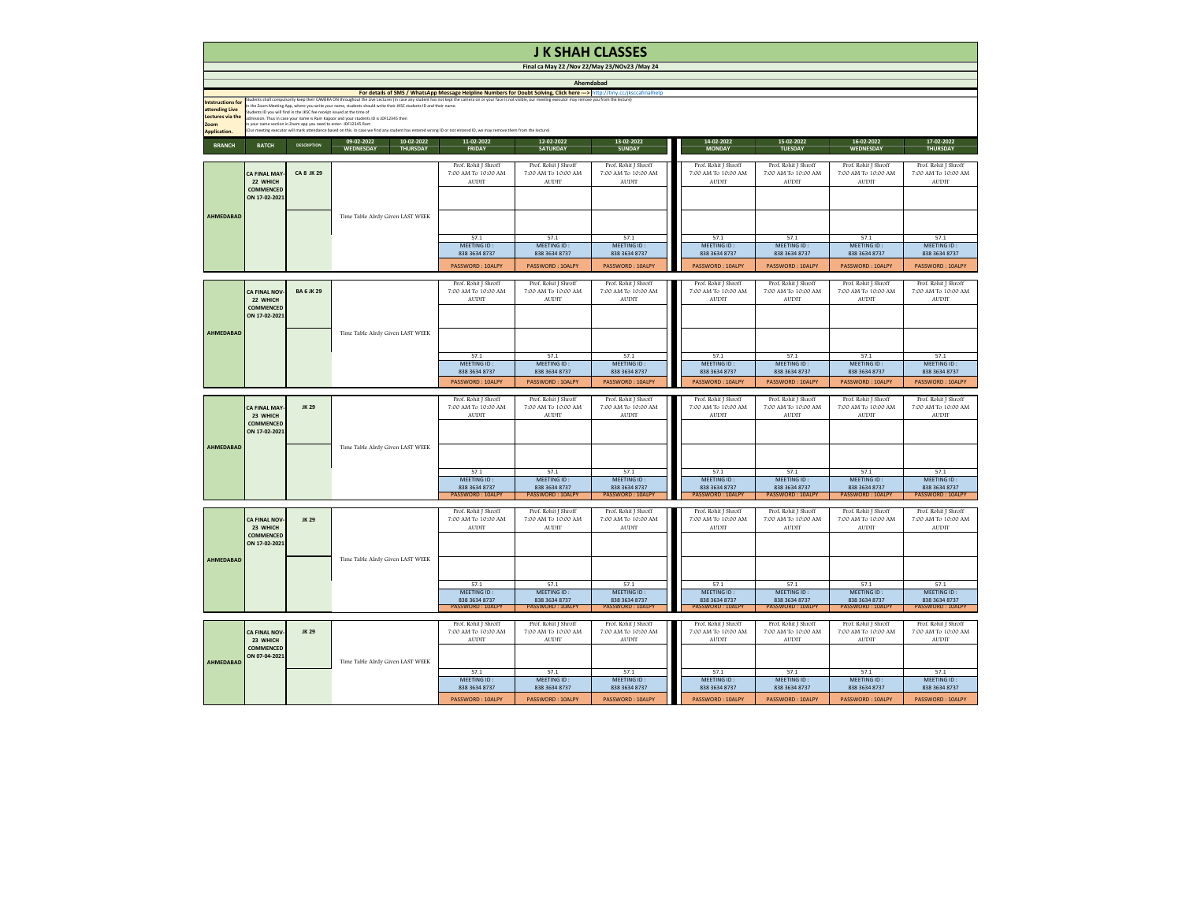# J K SHAH CLASSES

**Final ca May 22 /Nov 22/May 23/NOv23 /May 24**

**Ahemdabad**

**For details of SMS / WhatsApp Message Helpline Numbers for Doubt Solving, Click here ---> http://tiny.cc/jksccafinalhelp**

**Intstructions for attending Live Lectures via the Zoom Application.**

Students shall compulsorily keep their CAMERA ON throughout the Live Lectures (in case any student has not kept the camera on or your face is not visible, our meeting executor may remove you from the lecture)
In the Zoom Meeting App, where you write your name, students should write their JKSC students ID and their name.
Students ID you will find in the JKSC fee receipt issued at the time of admission. Thus in case your name is Ram Kapoor and your students ID is JDF12345 then in your name section in Zoom app you need to enter - JDF12345 Ram
(Our meeting executor will mark attendance based on this. In case we find any student has entered wrong ID or not entered ID, we may remove them from the lecture)

| BRANCH | BATCH | DESCRIPTION | 09-02-2022 WEDNESDAY | 10-02-2022 THURSDAY | 11-02-2022 FRIDAY | 12-02-2022 SATURDAY | 13-02-2022 SUNDAY | 14-02-2022 MONDAY | 15-02-2022 TUESDAY | 16-02-2022 WEDNESDAY | 17-02-2022 THURSDAY |
|---|---|---|---|---|---|---|---|---|---|---|---|
| AHMEDABAD | CA FINAL MAY-22 WHICH COMMENCED ON 17-02-2021 | CA 8 JK 29 | Time Table Alrdy Given LAST WEEK | | Prof. Rohit J Shroff 7:00 AM To 10:00 AM AUDIT 57.1 MEETING ID : 838 3634 8737 PASSWORD : 10ALPY | Prof. Rohit J Shroff 7:00 AM To 10:00 AM AUDIT 57.1 MEETING ID : 838 3634 8737 PASSWORD : 10ALPY | Prof. Rohit J Shroff 7:00 AM To 10:00 AM AUDIT 57.1 MEETING ID : 838 3634 8737 PASSWORD : 10ALPY | Prof. Rohit J Shroff 7:00 AM To 10:00 AM AUDIT 57.1 MEETING ID : 838 3634 8737 PASSWORD : 10ALPY | Prof. Rohit J Shroff 7:00 AM To 10:00 AM AUDIT 57.1 MEETING ID : 838 3634 8737 PASSWORD : 10ALPY | Prof. Rohit J Shroff 7:00 AM To 10:00 AM AUDIT 57.1 MEETING ID : 838 3634 8737 PASSWORD : 10ALPY | Prof. Rohit J Shroff 7:00 AM To 10:00 AM AUDIT 57.1 MEETING ID : 838 3634 8737 PASSWORD : 10ALPY |
| AHMEDABAD | CA FINAL NOV-22 WHICH COMMENCED ON 17-02-2021 | BA 6 JK 29 | Time Table Alrdy Given LAST WEEK | | Prof. Rohit J Shroff 7:00 AM To 10:00 AM AUDIT 57.1 MEETING ID : 838 3634 8737 PASSWORD : 10ALPY | Prof. Rohit J Shroff 7:00 AM To 10:00 AM AUDIT 57.1 MEETING ID : 838 3634 8737 PASSWORD : 10ALPY | Prof. Rohit J Shroff 7:00 AM To 10:00 AM AUDIT 57.1 MEETING ID : 838 3634 8737 PASSWORD : 10ALPY | Prof. Rohit J Shroff 7:00 AM To 10:00 AM AUDIT 57.1 MEETING ID : 838 3634 8737 PASSWORD : 10ALPY | Prof. Rohit J Shroff 7:00 AM To 10:00 AM AUDIT 57.1 MEETING ID : 838 3634 8737 PASSWORD : 10ALPY | Prof. Rohit J Shroff 7:00 AM To 10:00 AM AUDIT 57.1 MEETING ID : 838 3634 8737 PASSWORD : 10ALPY | Prof. Rohit J Shroff 7:00 AM To 10:00 AM AUDIT 57.1 MEETING ID : 838 3634 8737 PASSWORD : 10ALPY |
| AHMEDABAD | CA FINAL MAY-23 WHICH COMMENCED ON 17-02-2021 | JK 29 | Time Table Alrdy Given LAST WEEK | | Prof. Rohit J Shroff 7:00 AM To 10:00 AM AUDIT 57.1 MEETING ID : 838 3634 8737 PASSWORD : 10ALPY | Prof. Rohit J Shroff 7:00 AM To 10:00 AM AUDIT 57.1 MEETING ID : 838 3634 8737 PASSWORD : 10ALPY | Prof. Rohit J Shroff 7:00 AM To 10:00 AM AUDIT 57.1 MEETING ID : 838 3634 8737 PASSWORD : 10ALPY | Prof. Rohit J Shroff 7:00 AM To 10:00 AM AUDIT 57.1 MEETING ID : 838 3634 8737 PASSWORD : 10ALPY | Prof. Rohit J Shroff 7:00 AM To 10:00 AM AUDIT 57.1 MEETING ID : 838 3634 8737 PASSWORD : 10ALPY | Prof. Rohit J Shroff 7:00 AM To 10:00 AM AUDIT 57.1 MEETING ID : 838 3634 8737 PASSWORD : 10ALPY | Prof. Rohit J Shroff 7:00 AM To 10:00 AM AUDIT 57.1 MEETING ID : 838 3634 8737 PASSWORD : 10ALPY |
| AHMEDABAD | CA FINAL NOV-23 WHICH COMMENCED ON 17-02-2021 | JK 29 | Time Table Alrdy Given LAST WEEK | | Prof. Rohit J Shroff 7:00 AM To 10:00 AM AUDIT 57.1 MEETING ID : 838 3634 8737 PASSWORD : 10ALPY | Prof. Rohit J Shroff 7:00 AM To 10:00 AM AUDIT 57.1 MEETING ID : 838 3634 8737 PASSWORD : 10ALPY | Prof. Rohit J Shroff 7:00 AM To 10:00 AM AUDIT 57.1 MEETING ID : 838 3634 8737 PASSWORD : 10ALPY | Prof. Rohit J Shroff 7:00 AM To 10:00 AM AUDIT 57.1 MEETING ID : 838 3634 8737 PASSWORD : 10ALPY | Prof. Rohit J Shroff 7:00 AM To 10:00 AM AUDIT 57.1 MEETING ID : 838 3634 8737 PASSWORD : 10ALPY | Prof. Rohit J Shroff 7:00 AM To 10:00 AM AUDIT 57.1 MEETING ID : 838 3634 8737 PASSWORD : 10ALPY | Prof. Rohit J Shroff 7:00 AM To 10:00 AM AUDIT 57.1 MEETING ID : 838 3634 8737 PASSWORD : 10ALPY |
| AHMEDABAD | CA FINAL NOV-23 WHICH COMMENCED ON 07-04-2021 | JK 29 | Time Table Alrdy Given LAST WEEK | | Prof. Rohit J Shroff 7:00 AM To 10:00 AM AUDIT 57.1 MEETING ID : 838 3634 8737 PASSWORD : 10ALPY | Prof. Rohit J Shroff 7:00 AM To 10:00 AM AUDIT 57.1 MEETING ID : 838 3634 8737 PASSWORD : 10ALPY | Prof. Rohit J Shroff 7:00 AM To 10:00 AM AUDIT 57.1 MEETING ID : 838 3634 8737 PASSWORD : 10ALPY | Prof. Rohit J Shroff 7:00 AM To 10:00 AM AUDIT 57.1 MEETING ID : 838 3634 8737 PASSWORD : 10ALPY | Prof. Rohit J Shroff 7:00 AM To 10:00 AM AUDIT 57.1 MEETING ID : 838 3634 8737 PASSWORD : 10ALPY | Prof. Rohit J Shroff 7:00 AM To 10:00 AM AUDIT 57.1 MEETING ID : 838 3634 8737 PASSWORD : 10ALPY | Prof. Rohit J Shroff 7:00 AM To 10:00 AM AUDIT 57.1 MEETING ID : 838 3634 8737 PASSWORD : 10ALPY |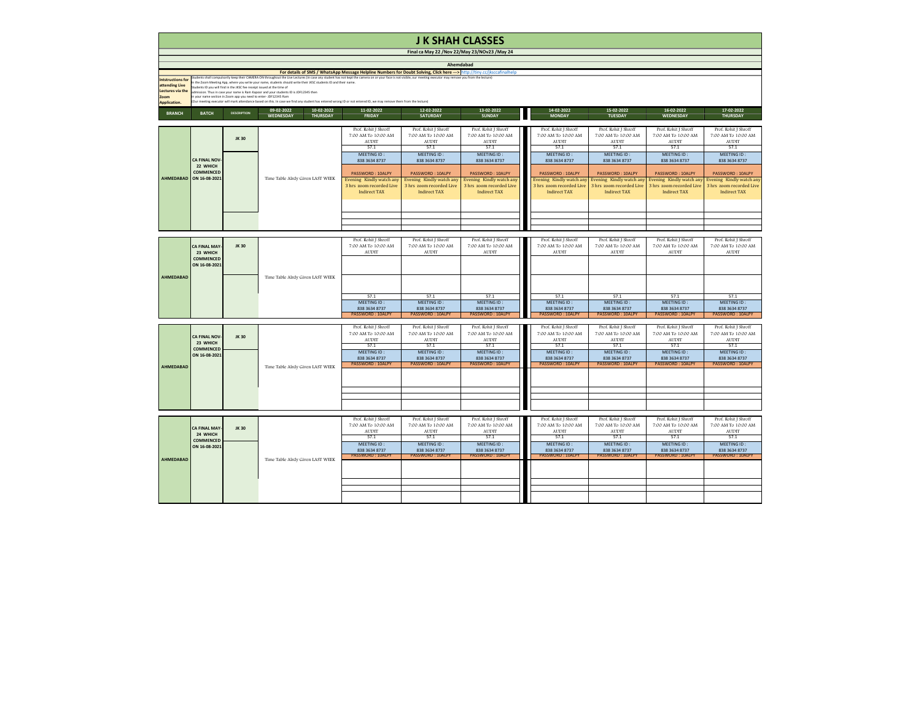# J K SHAH CLASSES

**Final ca May 22 /Nov 22/May 23/NOv23 /May 24**

**Ahemdabad**

**For details of SMS / WhatsApp Message Helpline Numbers for Doubt Solving, Click here ---> http://tiny.cc/jksccafinalhelp**

**Intstructions for attending Live Lectures via the Zoom Application.**

Students shall compulsorily keep their CAMERA ON throughout the Live Lectures (in case any student has not kept the camera on or your face is not visible, our meeting executor may remove you from the lecture)
In the Zoom Meeting App, where you write your name, students should write their JKSC students ID and their name.
Students ID you will find in the JKSC fee receipt issued at the time of admission. Thus in case your name is Ram Kapoor and your students ID is JDF12345 then in your name section in Zoom app you need to enter- JDF12345 Ram
(Our meeting executor will mark attendance based on this. In case we find any student has entered wrong ID or not entered ID, we may remove them from the lecture)

| BRANCH | BATCH | DESCRIPTION | 09-02-2022 WEDNESDAY | 10-02-2022 THURSDAY | 11-02-2022 FRIDAY | 12-02-2022 SATURDAY | 13-02-2022 SUNDAY | 14-02-2022 MONDAY | 15-02-2022 TUESDAY | 16-02-2022 WEDNESDAY | 17-02-2022 THURSDAY |
|---|---|---|---|---|---|---|---|---|---|---|---|
| AHMEDABAD | CA FINAL NOV-22 WHICH COMMENCED ON 16-08-2021 | JK 30 | Time Table Alrdy Given LAST WEEK | | Prof. Rohit J Shroff 7:00 AM To 10:00 AM AUDIT 57.1 MEETING ID : 838 3634 8737 PASSWORD : 10ALPY Evening Kindly watch any 3 hrs zoom recorded Live Indirect TAX | Prof. Rohit J Shroff 7:00 AM To 10:00 AM AUDIT 57.1 MEETING ID : 838 3634 8737 PASSWORD : 10ALPY Evening Kindly watch any 3 hrs zoom recorded Live Indirect TAX | Prof. Rohit J Shroff 7:00 AM To 10:00 AM AUDIT 57.1 MEETING ID : 838 3634 8737 PASSWORD : 10ALPY Evening Kindly watch any 3 hrs zoom recorded Live Indirect TAX | Prof. Rohit J Shroff 7:00 AM To 10:00 AM AUDIT 57.1 MEETING ID : 838 3634 8737 PASSWORD : 10ALPY Evening Kindly watch any 3 hrs zoom recorded Live Indirect TAX | Prof. Rohit J Shroff 7:00 AM To 10:00 AM AUDIT 57.1 MEETING ID : 838 3634 8737 PASSWORD : 10ALPY Evening Kindly watch any 3 hrs zoom recorded Live Indirect TAX | Prof. Rohit J Shroff 7:00 AM To 10:00 AM AUDIT 57.1 MEETING ID : 838 3634 8737 PASSWORD : 10ALPY Evening Kindly watch any 3 hrs zoom recorded Live Indirect TAX | Prof. Rohit J Shroff 7:00 AM To 10:00 AM AUDIT 57.1 MEETING ID : 838 3634 8737 PASSWORD : 10ALPY Evening Kindly watch any 3 hrs zoom recorded Live Indirect TAX |
| AHMEDABAD | CA FINAL MAY-23 WHICH COMMENCED ON 16-08-2021 | JK 30 | Time Table Alrdy Given LAST WEEK | | Prof. Rohit J Shroff 7:00 AM To 10:00 AM AUDIT 57.1 MEETING ID : 838 3634 8737 PASSWORD : 10ALPY | Prof. Rohit J Shroff 7:00 AM To 10:00 AM AUDIT 57.1 MEETING ID : 838 3634 8737 PASSWORD : 10ALPY | Prof. Rohit J Shroff 7:00 AM To 10:00 AM AUDIT 57.1 MEETING ID : 838 3634 8737 PASSWORD : 10ALPY | Prof. Rohit J Shroff 7:00 AM To 10:00 AM AUDIT 57.1 MEETING ID : 838 3634 8737 PASSWORD : 10ALPY | Prof. Rohit J Shroff 7:00 AM To 10:00 AM AUDIT 57.1 MEETING ID : 838 3634 8737 PASSWORD : 10ALPY | Prof. Rohit J Shroff 7:00 AM To 10:00 AM AUDIT 57.1 MEETING ID : 838 3634 8737 PASSWORD : 10ALPY | Prof. Rohit J Shroff 7:00 AM To 10:00 AM AUDIT 57.1 MEETING ID : 838 3634 8737 PASSWORD : 10ALPY |
| AHMEDABAD | CA FINAL NOV-23 WHICH COMMENCED ON 16-08-2021 | JK 30 | Time Table Alrdy Given LAST WEEK | | Prof. Rohit J Shroff 7:00 AM To 10:00 AM AUDIT 57.1 MEETING ID : 838 3634 8737 PASSWORD : 10ALPY | Prof. Rohit J Shroff 7:00 AM To 10:00 AM AUDIT 57.1 MEETING ID : 838 3634 8737 PASSWORD : 10ALPY | Prof. Rohit J Shroff 7:00 AM To 10:00 AM AUDIT 57.1 MEETING ID : 838 3634 8737 PASSWORD : 10ALPY | Prof. Rohit J Shroff 7:00 AM To 10:00 AM AUDIT 57.1 MEETING ID : 838 3634 8737 PASSWORD : 10ALPY | Prof. Rohit J Shroff 7:00 AM To 10:00 AM AUDIT 57.1 MEETING ID : 838 3634 8737 PASSWORD : 10ALPY | Prof. Rohit J Shroff 7:00 AM To 10:00 AM AUDIT 57.1 MEETING ID : 838 3634 8737 PASSWORD : 10ALPY | Prof. Rohit J Shroff 7:00 AM To 10:00 AM AUDIT 57.1 MEETING ID : 838 3634 8737 PASSWORD : 10ALPY |
| AHMEDABAD | CA FINAL MAY-24 WHICH COMMENCED ON 16-08-2021 | JK 30 | Time Table Alrdy Given LAST WEEK | | Prof. Rohit J Shroff 7:00 AM To 10:00 AM AUDIT 57.1 MEETING ID : 838 3634 8737 PASSWORD : 10ALPY | Prof. Rohit J Shroff 7:00 AM To 10:00 AM AUDIT 57.1 MEETING ID : 838 3634 8737 PASSWORD : 10ALPY | Prof. Rohit J Shroff 7:00 AM To 10:00 AM AUDIT 57.1 MEETING ID : 838 3634 8737 PASSWORD : 10ALPY | Prof. Rohit J Shroff 7:00 AM To 10:00 AM AUDIT 57.1 MEETING ID : 838 3634 8737 PASSWORD : 10ALPY | Prof. Rohit J Shroff 7:00 AM To 10:00 AM AUDIT 57.1 MEETING ID : 838 3634 8737 PASSWORD : 10ALPY | Prof. Rohit J Shroff 7:00 AM To 10:00 AM AUDIT 57.1 MEETING ID : 838 3634 8737 PASSWORD : 10ALPY | Prof. Rohit J Shroff 7:00 AM To 10:00 AM AUDIT 57.1 MEETING ID : 838 3634 8737 PASSWORD : 10ALPY |